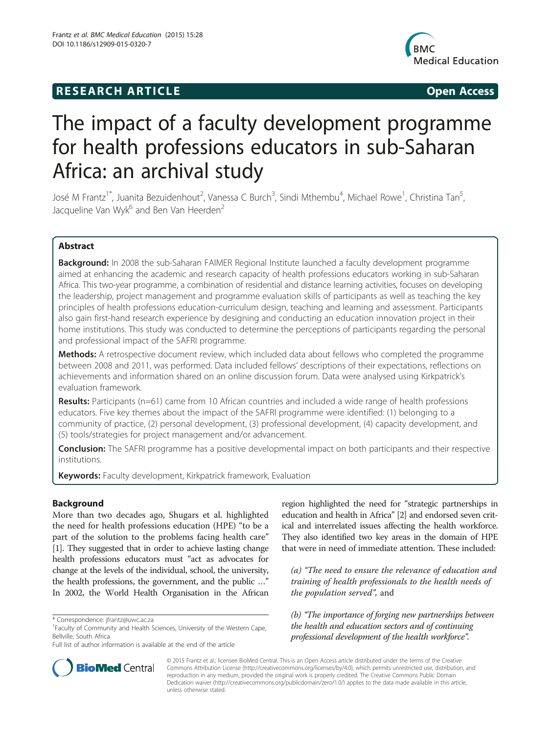**RESEARCH ARTICLE** **Open Access**

# The impact of a faculty development programme for health professions educators in sub-Saharan Africa: an archival study

José M Frantz[1*], Juanita Bezuidenhout[2], Vanessa C Burch[3], Sindi Mthembu[4], Michael Rowe[1], Christina Tan[5], Jacqueline Van Wyk[6] and Ben Van Heerden[2]

## Abstract

**Background:** In 2008 the sub-Saharan FAIMER Regional Institute launched a faculty development programme aimed at enhancing the academic and research capacity of health professions educators working in sub-Saharan Africa. This two-year programme, a combination of residential and distance learning activities, focuses on developing the leadership, project management and programme evaluation skills of participants as well as teaching the key principles of health professions education-curriculum design, teaching and learning and assessment. Participants also gain first-hand research experience by designing and conducting an education innovation project in their home institutions. This study was conducted to determine the perceptions of participants regarding the personal and professional impact of the SAFRI programme.

**Methods:** A retrospective document review, which included data about fellows who completed the programme between 2008 and 2011, was performed. Data included fellows' descriptions of their expectations, reflections on achievements and information shared on an online discussion forum. Data were analysed using Kirkpatrick's evaluation framework.

**Results:** Participants (n=61) came from 10 African countries and included a wide range of health professions educators. Five key themes about the impact of the SAFRI programme were identified: (1) belonging to a community of practice, (2) personal development, (3) professional development, (4) capacity development, and (5) tools/strategies for project management and/or advancement.

**Conclusion:** The SAFRI programme has a positive developmental impact on both participants and their respective institutions.

**Keywords:** Faculty development, Kirkpatrick framework, Evaluation

## Background

More than two decades ago, Shugars et al. highlighted the need for health professions education (HPE) "to be a part of the solution to the problems facing health care" [1]. They suggested that in order to achieve lasting change health professions educators must "act as advocates for change at the levels of the individual, school, the university, the health professions, the government, and the public …" In 2002, the World Health Organisation in the African region highlighted the need for "strategic partnerships in education and health in Africa" [2] and endorsed seven critical and interrelated issues affecting the health workforce. They also identified two key areas in the domain of HPE that were in need of immediate attention. These included:

*(a) "The need to ensure the relevance of education and training of health professionals to the health needs of the population served",* and

*(b) "The importance of forging new partnerships between the health and education sectors and of continuing professional development of the health workforce".*

\* Correspondence: jfrantz@uwc.ac.za
[1]Faculty of Community and Health Sciences, University of the Western Cape, Bellville, South Africa
Full list of author information is available at the end of the article

© 2015 Frantz et al.; licensee BioMed Central. This is an Open Access article distributed under the terms of the Creative Commons Attribution License (http://creativecommons.org/licenses/by/4.0), which permits unrestricted use, distribution, and reproduction in any medium, provided the original work is properly credited. The Creative Commons Public Domain Dedication waiver (http://creativecommons.org/publicdomain/zero/1.0/) applies to the data made available in this article, unless otherwise stated.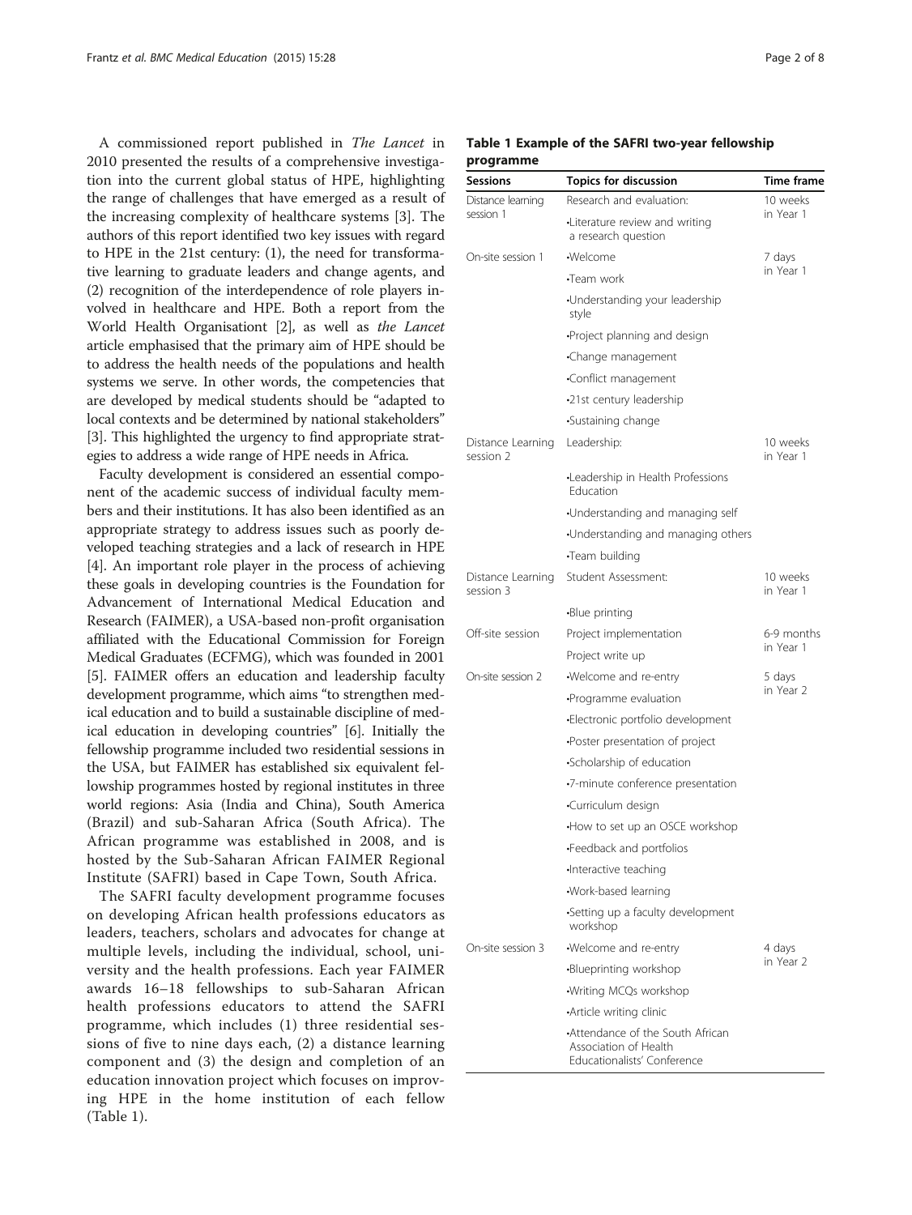A commissioned report published in *The Lancet* in 2010 presented the results of a comprehensive investigation into the current global status of HPE, highlighting the range of challenges that have emerged as a result of the increasing complexity of healthcare systems [3]. The authors of this report identified two key issues with regard to HPE in the 21st century: (1), the need for transformative learning to graduate leaders and change agents, and (2) recognition of the interdependence of role players involved in healthcare and HPE. Both a report from the World Health Organisationt [2], as well as *the Lancet* article emphasised that the primary aim of HPE should be to address the health needs of the populations and health systems we serve. In other words, the competencies that are developed by medical students should be "adapted to local contexts and be determined by national stakeholders" [3]. This highlighted the urgency to find appropriate strategies to address a wide range of HPE needs in Africa.

Faculty development is considered an essential component of the academic success of individual faculty members and their institutions. It has also been identified as an appropriate strategy to address issues such as poorly developed teaching strategies and a lack of research in HPE [4]. An important role player in the process of achieving these goals in developing countries is the Foundation for Advancement of International Medical Education and Research (FAIMER), a USA-based non-profit organisation affiliated with the Educational Commission for Foreign Medical Graduates (ECFMG), which was founded in 2001 [5]. FAIMER offers an education and leadership faculty development programme, which aims "to strengthen medical education and to build a sustainable discipline of medical education in developing countries" [6]. Initially the fellowship programme included two residential sessions in the USA, but FAIMER has established six equivalent fellowship programmes hosted by regional institutes in three world regions: Asia (India and China), South America (Brazil) and sub-Saharan Africa (South Africa). The African programme was established in 2008, and is hosted by the Sub-Saharan African FAIMER Regional Institute (SAFRI) based in Cape Town, South Africa.

The SAFRI faculty development programme focuses on developing African health professions educators as leaders, teachers, scholars and advocates for change at multiple levels, including the individual, school, university and the health professions. Each year FAIMER awards 16–18 fellowships to sub-Saharan African health professions educators to attend the SAFRI programme, which includes (1) three residential sessions of five to nine days each, (2) a distance learning component and (3) the design and completion of an education innovation project which focuses on improving HPE in the home institution of each fellow (Table 1).

**Table 1 Example of the SAFRI two-year fellowship programme**

| Sessions | Topics for discussion | Time frame |
|---|---|---|
| Distance learning session 1 | Research and evaluation: | 10 weeks in Year 1 |
| | •Literature review and writing a research question | |
| On-site session 1 | •Welcome | 7 days in Year 1 |
| | •Team work | |
| | •Understanding your leadership style | |
| | •Project planning and design | |
| | •Change management | |
| | •Conflict management | |
| | •21st century leadership | |
| | •Sustaining change | |
| Distance Learning session 2 | Leadership: | 10 weeks in Year 1 |
| | •Leadership in Health Professions Education | |
| | •Understanding and managing self | |
| | •Understanding and managing others | |
| | •Team building | |
| Distance Learning session 3 | Student Assessment: | 10 weeks in Year 1 |
| | •Blue printing | |
| Off-site session | Project implementation | 6-9 months in Year 1 |
| | Project write up | |
| On-site session 2 | •Welcome and re-entry | 5 days in Year 2 |
| | •Programme evaluation | |
| | •Electronic portfolio development | |
| | •Poster presentation of project | |
| | •Scholarship of education | |
| | •7-minute conference presentation | |
| | •Curriculum design | |
| | •How to set up an OSCE workshop | |
| | •Feedback and portfolios | |
| | •Interactive teaching | |
| | •Work-based learning | |
| | •Setting up a faculty development workshop | |
| On-site session 3 | •Welcome and re-entry | 4 days in Year 2 |
| | •Blueprinting workshop | |
| | •Writing MCQs workshop | |
| | •Article writing clinic | |
| | •Attendance of the South African Association of Health Educationalists' Conference | |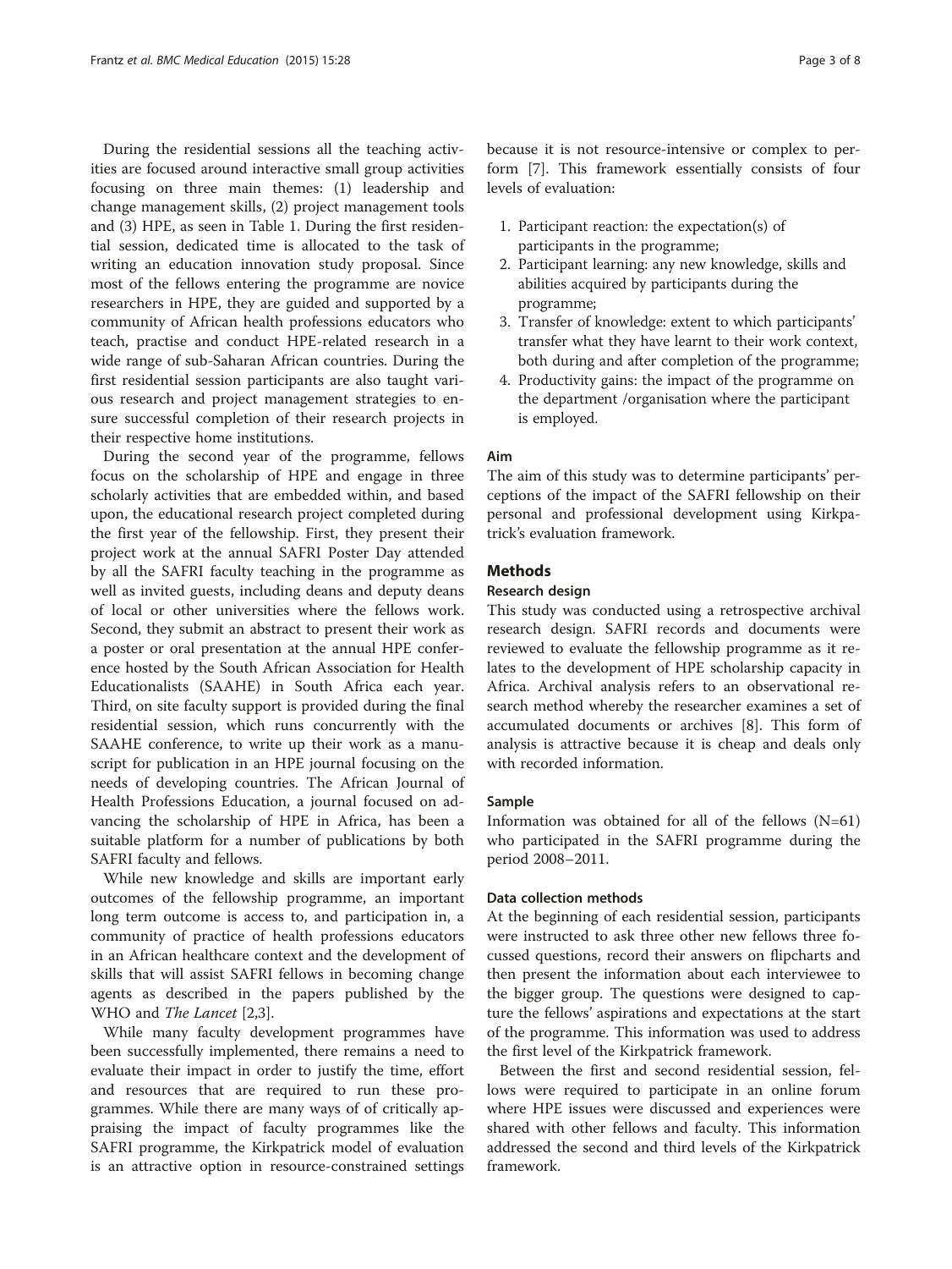During the residential sessions all the teaching activities are focused around interactive small group activities focusing on three main themes: (1) leadership and change management skills, (2) project management tools and (3) HPE, as seen in Table 1. During the first residential session, dedicated time is allocated to the task of writing an education innovation study proposal. Since most of the fellows entering the programme are novice researchers in HPE, they are guided and supported by a community of African health professions educators who teach, practise and conduct HPE-related research in a wide range of sub-Saharan African countries. During the first residential session participants are also taught various research and project management strategies to ensure successful completion of their research projects in their respective home institutions.

During the second year of the programme, fellows focus on the scholarship of HPE and engage in three scholarly activities that are embedded within, and based upon, the educational research project completed during the first year of the fellowship. First, they present their project work at the annual SAFRI Poster Day attended by all the SAFRI faculty teaching in the programme as well as invited guests, including deans and deputy deans of local or other universities where the fellows work. Second, they submit an abstract to present their work as a poster or oral presentation at the annual HPE conference hosted by the South African Association for Health Educationalists (SAAHE) in South Africa each year. Third, on site faculty support is provided during the final residential session, which runs concurrently with the SAAHE conference, to write up their work as a manuscript for publication in an HPE journal focusing on the needs of developing countries. The African Journal of Health Professions Education, a journal focused on advancing the scholarship of HPE in Africa, has been a suitable platform for a number of publications by both SAFRI faculty and fellows.

While new knowledge and skills are important early outcomes of the fellowship programme, an important long term outcome is access to, and participation in, a community of practice of health professions educators in an African healthcare context and the development of skills that will assist SAFRI fellows in becoming change agents as described in the papers published by the WHO and *The Lancet* [2,3].

While many faculty development programmes have been successfully implemented, there remains a need to evaluate their impact in order to justify the time, effort and resources that are required to run these programmes. While there are many ways of of critically appraising the impact of faculty programmes like the SAFRI programme, the Kirkpatrick model of evaluation is an attractive option in resource-constrained settings because it is not resource-intensive or complex to perform [7]. This framework essentially consists of four levels of evaluation:

1. Participant reaction: the expectation(s) of participants in the programme;
2. Participant learning: any new knowledge, skills and abilities acquired by participants during the programme;
3. Transfer of knowledge: extent to which participants' transfer what they have learnt to their work context, both during and after completion of the programme;
4. Productivity gains: the impact of the programme on the department /organisation where the participant is employed.

### Aim

The aim of this study was to determine participants' perceptions of the impact of the SAFRI fellowship on their personal and professional development using Kirkpatrick's evaluation framework.

## Methods

### Research design

This study was conducted using a retrospective archival research design. SAFRI records and documents were reviewed to evaluate the fellowship programme as it relates to the development of HPE scholarship capacity in Africa. Archival analysis refers to an observational research method whereby the researcher examines a set of accumulated documents or archives [8]. This form of analysis is attractive because it is cheap and deals only with recorded information.

### Sample

Information was obtained for all of the fellows (N=61) who participated in the SAFRI programme during the period 2008–2011.

### Data collection methods

At the beginning of each residential session, participants were instructed to ask three other new fellows three focussed questions, record their answers on flipcharts and then present the information about each interviewee to the bigger group. The questions were designed to capture the fellows' aspirations and expectations at the start of the programme. This information was used to address the first level of the Kirkpatrick framework.

Between the first and second residential session, fellows were required to participate in an online forum where HPE issues were discussed and experiences were shared with other fellows and faculty. This information addressed the second and third levels of the Kirkpatrick framework.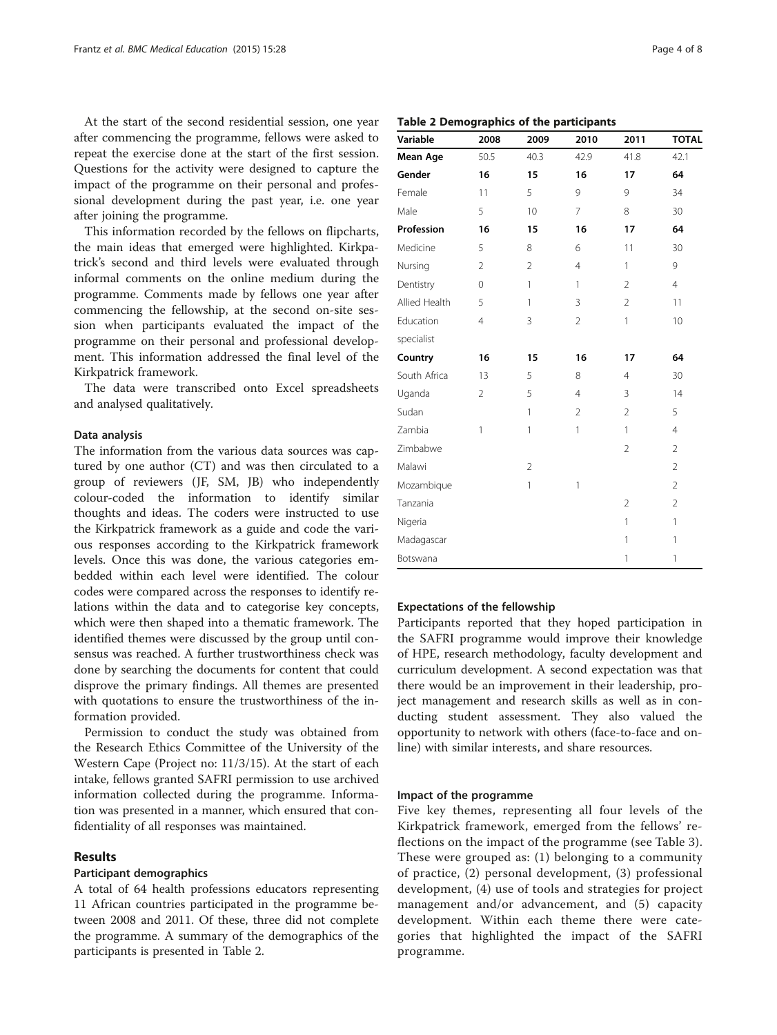At the start of the second residential session, one year after commencing the programme, fellows were asked to repeat the exercise done at the start of the first session. Questions for the activity were designed to capture the impact of the programme on their personal and professional development during the past year, i.e. one year after joining the programme.

This information recorded by the fellows on flipcharts, the main ideas that emerged were highlighted. Kirkpatrick's second and third levels were evaluated through informal comments on the online medium during the programme. Comments made by fellows one year after commencing the fellowship, at the second on-site session when participants evaluated the impact of the programme on their personal and professional development. This information addressed the final level of the Kirkpatrick framework.

The data were transcribed onto Excel spreadsheets and analysed qualitatively.

#### Data analysis

The information from the various data sources was captured by one author (CT) and was then circulated to a group of reviewers (JF, SM, JB) who independently colour-coded the information to identify similar thoughts and ideas. The coders were instructed to use the Kirkpatrick framework as a guide and code the various responses according to the Kirkpatrick framework levels. Once this was done, the various categories embedded within each level were identified. The colour codes were compared across the responses to identify relations within the data and to categorise key concepts, which were then shaped into a thematic framework. The identified themes were discussed by the group until consensus was reached. A further trustworthiness check was done by searching the documents for content that could disprove the primary findings. All themes are presented with quotations to ensure the trustworthiness of the information provided.

Permission to conduct the study was obtained from the Research Ethics Committee of the University of the Western Cape (Project no: 11/3/15). At the start of each intake, fellows granted SAFRI permission to use archived information collected during the programme. Information was presented in a manner, which ensured that confidentiality of all responses was maintained.

## Results

#### Participant demographics

A total of 64 health professions educators representing 11 African countries participated in the programme between 2008 and 2011. Of these, three did not complete the programme. A summary of the demographics of the participants is presented in Table 2.

**Table 2 Demographics of the participants**

| Variable | 2008 | 2009 | 2010 | 2011 | TOTAL |
|---|---|---|---|---|---|
| **Mean Age** | 50.5 | 40.3 | 42.9 | 41.8 | 42.1 |
| **Gender** | **16** | **15** | **16** | **17** | **64** |
| Female | 11 | 5 | 9 | 9 | 34 |
| Male | 5 | 10 | 7 | 8 | 30 |
| **Profession** | **16** | **15** | **16** | **17** | **64** |
| Medicine | 5 | 8 | 6 | 11 | 30 |
| Nursing | 2 | 2 | 4 | 1 | 9 |
| Dentistry | 0 | 1 | 1 | 2 | 4 |
| Allied Health | 5 | 1 | 3 | 2 | 11 |
| Education specialist | 4 | 3 | 2 | 1 | 10 |
| **Country** | **16** | **15** | **16** | **17** | **64** |
| South Africa | 13 | 5 | 8 | 4 | 30 |
| Uganda | 2 | 5 | 4 | 3 | 14 |
| Sudan | | 1 | 2 | 2 | 5 |
| Zambia | 1 | 1 | 1 | 1 | 4 |
| Zimbabwe | | | | 2 | 2 |
| Malawi | | 2 | | | 2 |
| Mozambique | | 1 | 1 | | 2 |
| Tanzania | | | | 2 | 2 |
| Nigeria | | | | 1 | 1 |
| Madagascar | | | | 1 | 1 |
| Botswana | | | | 1 | 1 |

#### Expectations of the fellowship

Participants reported that they hoped participation in the SAFRI programme would improve their knowledge of HPE, research methodology, faculty development and curriculum development. A second expectation was that there would be an improvement in their leadership, project management and research skills as well as in conducting student assessment. They also valued the opportunity to network with others (face-to-face and online) with similar interests, and share resources.

#### Impact of the programme

Five key themes, representing all four levels of the Kirkpatrick framework, emerged from the fellows' reflections on the impact of the programme (see Table 3). These were grouped as: (1) belonging to a community of practice, (2) personal development, (3) professional development, (4) use of tools and strategies for project management and/or advancement, and (5) capacity development. Within each theme there were categories that highlighted the impact of the SAFRI programme.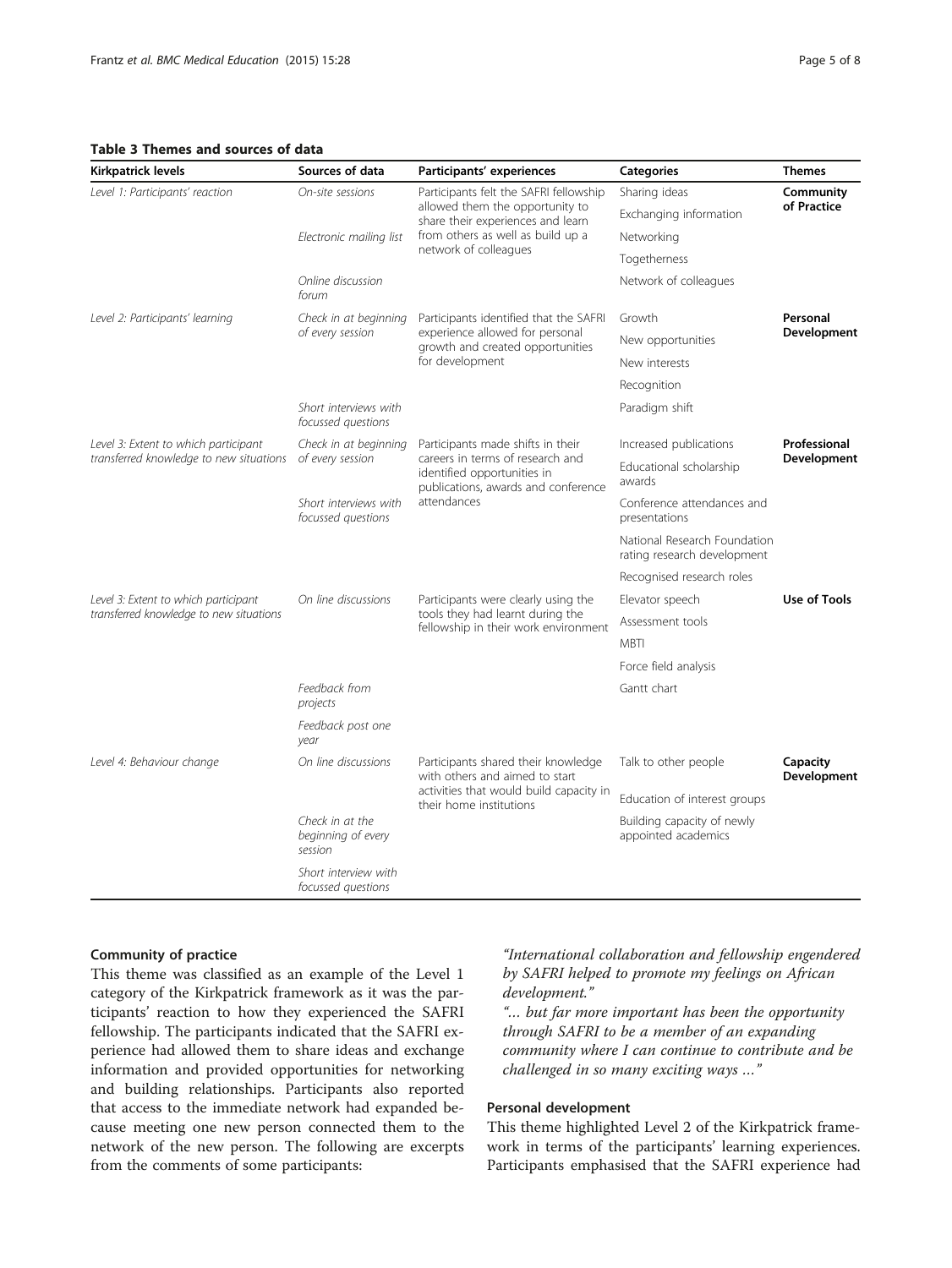**Table 3 Themes and sources of data**

| Kirkpatrick levels | Sources of data | Participants' experiences | Categories | Themes |
|---|---|---|---|---|
| *Level 1: Participants' reaction* | *On-site sessions* | Participants felt the SAFRI fellowship allowed them the opportunity to share their experiences and learn from others as well as build up a network of colleagues | Sharing ideas | **Community of Practice** |
| | | | Exchanging information | |
| | *Electronic mailing list* | | Networking | |
| | | | Togetherness | |
| | *Online discussion forum* | | Network of colleagues | |
| *Level 2: Participants' learning* | *Check in at beginning of every session* | Participants identified that the SAFRI experience allowed for personal growth and created opportunities for development | Growth | **Personal Development** |
| | | | New opportunities | |
| | | | New interests | |
| | | | Recognition | |
| | *Short interviews with focussed questions* | | Paradigm shift | |
| *Level 3: Extent to which participant transferred knowledge to new situations* | *Check in at beginning of every session* | Participants made shifts in their careers in terms of research and identified opportunities in publications, awards and conference attendances | Increased publications | **Professional Development** |
| | | | Educational scholarship awards | |
| | *Short interviews with focussed questions* | | Conference attendances and presentations | |
| | | | National Research Foundation rating research development | |
| | | | Recognised research roles | |
| *Level 3: Extent to which participant transferred knowledge to new situations* | *On line discussions* | Participants were clearly using the tools they had learnt during the fellowship in their work environment | Elevator speech | **Use of Tools** |
| | | | Assessment tools | |
| | | | MBTI | |
| | | | Force field analysis | |
| | *Feedback from projects* | | Gantt chart | |
| | *Feedback post one year* | | | |
| *Level 4: Behaviour change* | *On line discussions* | Participants shared their knowledge with others and aimed to start activities that would build capacity in their home institutions | Talk to other people | **Capacity Development** |
| | | | Education of interest groups | |
| | *Check in at the beginning of every session* | | Building capacity of newly appointed academics | |
| | *Short interview with focussed questions* | | | |

### Community of practice

This theme was classified as an example of the Level 1 category of the Kirkpatrick framework as it was the participants' reaction to how they experienced the SAFRI fellowship. The participants indicated that the SAFRI experience had allowed them to share ideas and exchange information and provided opportunities for networking and building relationships. Participants also reported that access to the immediate network had expanded because meeting one new person connected them to the network of the new person. The following are excerpts from the comments of some participants:

*"International collaboration and fellowship engendered by SAFRI helped to promote my feelings on African development."*

*"... but far more important has been the opportunity through SAFRI to be a member of an expanding community where I can continue to contribute and be challenged in so many exciting ways ..."*

### Personal development

This theme highlighted Level 2 of the Kirkpatrick framework in terms of the participants' learning experiences. Participants emphasised that the SAFRI experience had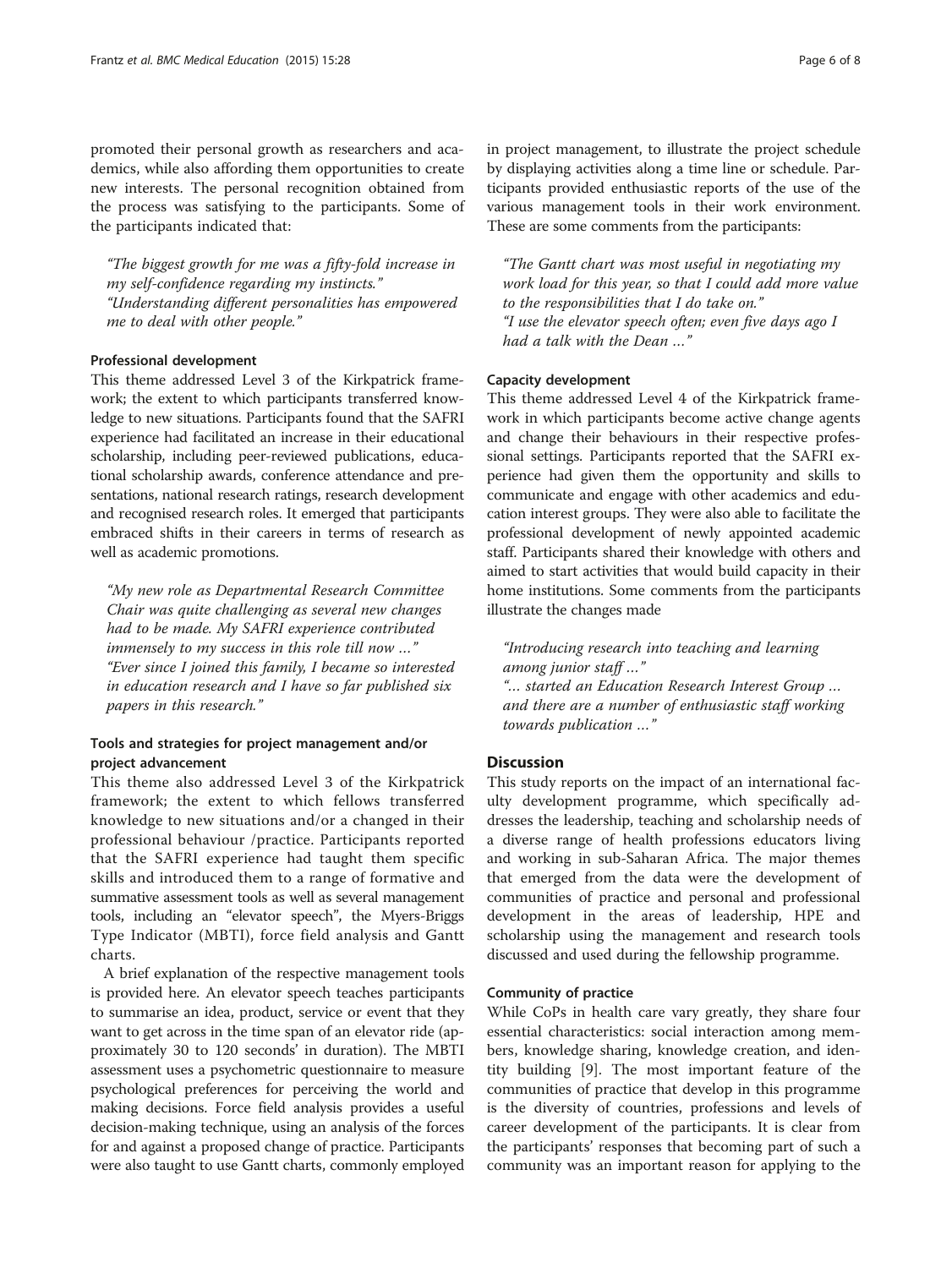promoted their personal growth as researchers and academics, while also affording them opportunities to create new interests. The personal recognition obtained from the process was satisfying to the participants. Some of the participants indicated that:

*"The biggest growth for me was a fifty-fold increase in my self-confidence regarding my instincts."*
*"Understanding different personalities has empowered me to deal with other people."*

#### Professional development

This theme addressed Level 3 of the Kirkpatrick framework; the extent to which participants transferred knowledge to new situations. Participants found that the SAFRI experience had facilitated an increase in their educational scholarship, including peer-reviewed publications, educational scholarship awards, conference attendance and presentations, national research ratings, research development and recognised research roles. It emerged that participants embraced shifts in their careers in terms of research as well as academic promotions.

*"My new role as Departmental Research Committee Chair was quite challenging as several new changes had to be made. My SAFRI experience contributed immensely to my success in this role till now …"*
*"Ever since I joined this family, I became so interested in education research and I have so far published six papers in this research."*

#### Tools and strategies for project management and/or project advancement

This theme also addressed Level 3 of the Kirkpatrick framework; the extent to which fellows transferred knowledge to new situations and/or a changed in their professional behaviour /practice. Participants reported that the SAFRI experience had taught them specific skills and introduced them to a range of formative and summative assessment tools as well as several management tools, including an "elevator speech", the Myers-Briggs Type Indicator (MBTI), force field analysis and Gantt charts.

A brief explanation of the respective management tools is provided here. An elevator speech teaches participants to summarise an idea, product, service or event that they want to get across in the time span of an elevator ride (approximately 30 to 120 seconds' in duration). The MBTI assessment uses a psychometric questionnaire to measure psychological preferences for perceiving the world and making decisions. Force field analysis provides a useful decision-making technique, using an analysis of the forces for and against a proposed change of practice. Participants were also taught to use Gantt charts, commonly employed in project management, to illustrate the project schedule by displaying activities along a time line or schedule. Participants provided enthusiastic reports of the use of the various management tools in their work environment. These are some comments from the participants:

*"The Gantt chart was most useful in negotiating my work load for this year, so that I could add more value to the responsibilities that I do take on."*
*"I use the elevator speech often; even five days ago I had a talk with the Dean …"*

#### Capacity development

This theme addressed Level 4 of the Kirkpatrick framework in which participants become active change agents and change their behaviours in their respective professional settings. Participants reported that the SAFRI experience had given them the opportunity and skills to communicate and engage with other academics and education interest groups. They were also able to facilitate the professional development of newly appointed academic staff. Participants shared their knowledge with others and aimed to start activities that would build capacity in their home institutions. Some comments from the participants illustrate the changes made

*"Introducing research into teaching and learning among junior staff …"*
*"… started an Education Research Interest Group … and there are a number of enthusiastic staff working towards publication …"*

## Discussion

This study reports on the impact of an international faculty development programme, which specifically addresses the leadership, teaching and scholarship needs of a diverse range of health professions educators living and working in sub-Saharan Africa. The major themes that emerged from the data were the development of communities of practice and personal and professional development in the areas of leadership, HPE and scholarship using the management and research tools discussed and used during the fellowship programme.

#### Community of practice

While CoPs in health care vary greatly, they share four essential characteristics: social interaction among members, knowledge sharing, knowledge creation, and identity building [9]. The most important feature of the communities of practice that develop in this programme is the diversity of countries, professions and levels of career development of the participants. It is clear from the participants' responses that becoming part of such a community was an important reason for applying to the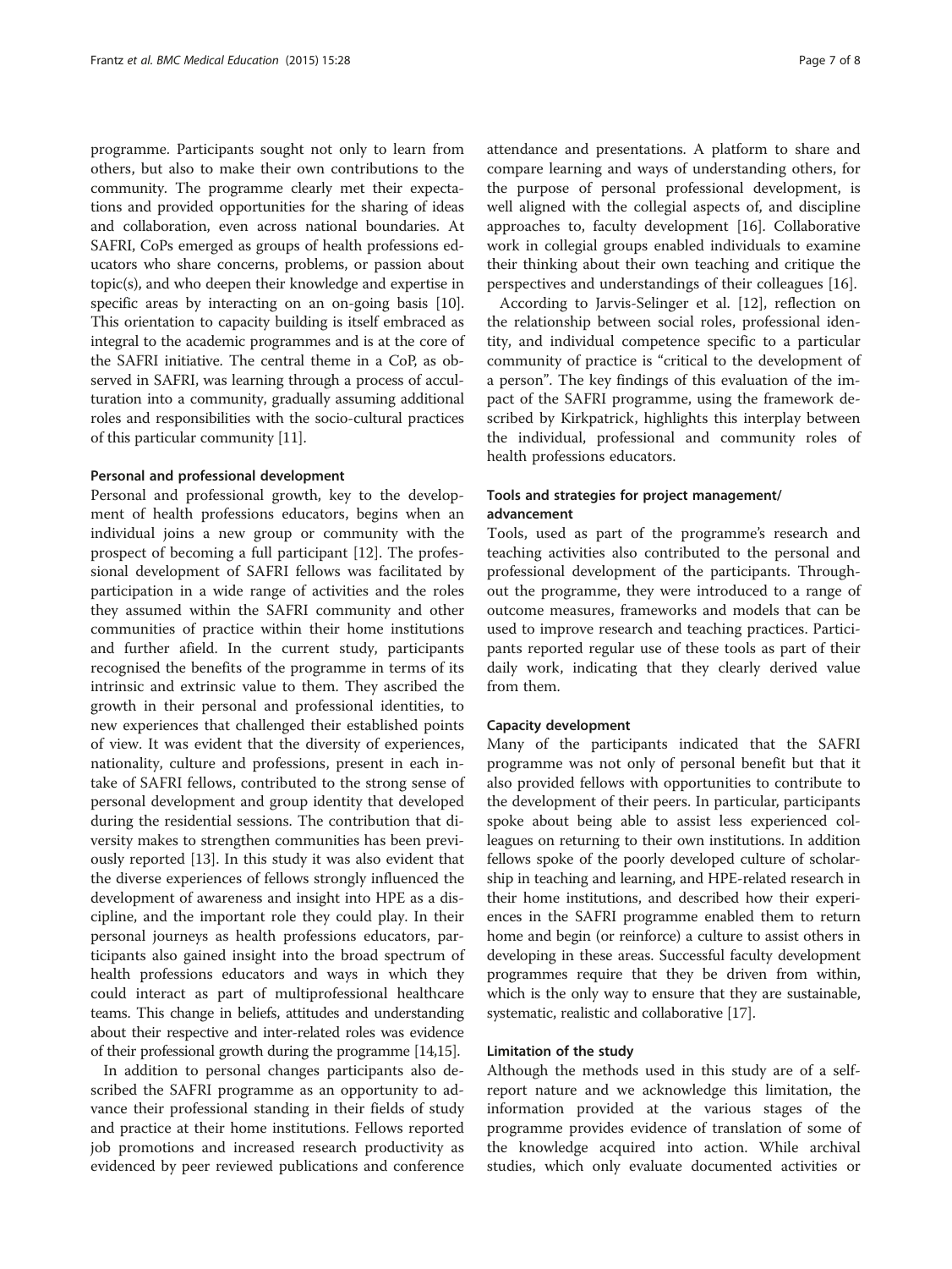programme. Participants sought not only to learn from others, but also to make their own contributions to the community. The programme clearly met their expectations and provided opportunities for the sharing of ideas and collaboration, even across national boundaries. At SAFRI, CoPs emerged as groups of health professions educators who share concerns, problems, or passion about topic(s), and who deepen their knowledge and expertise in specific areas by interacting on an on-going basis [10]. This orientation to capacity building is itself embraced as integral to the academic programmes and is at the core of the SAFRI initiative. The central theme in a CoP, as observed in SAFRI, was learning through a process of acculturation into a community, gradually assuming additional roles and responsibilities with the socio-cultural practices of this particular community [11].

#### Personal and professional development

Personal and professional growth, key to the development of health professions educators, begins when an individual joins a new group or community with the prospect of becoming a full participant [12]. The professional development of SAFRI fellows was facilitated by participation in a wide range of activities and the roles they assumed within the SAFRI community and other communities of practice within their home institutions and further afield. In the current study, participants recognised the benefits of the programme in terms of its intrinsic and extrinsic value to them. They ascribed the growth in their personal and professional identities, to new experiences that challenged their established points of view. It was evident that the diversity of experiences, nationality, culture and professions, present in each intake of SAFRI fellows, contributed to the strong sense of personal development and group identity that developed during the residential sessions. The contribution that diversity makes to strengthen communities has been previously reported [13]. In this study it was also evident that the diverse experiences of fellows strongly influenced the development of awareness and insight into HPE as a discipline, and the important role they could play. In their personal journeys as health professions educators, participants also gained insight into the broad spectrum of health professions educators and ways in which they could interact as part of multiprofessional healthcare teams. This change in beliefs, attitudes and understanding about their respective and inter-related roles was evidence of their professional growth during the programme [14,15].

In addition to personal changes participants also described the SAFRI programme as an opportunity to advance their professional standing in their fields of study and practice at their home institutions. Fellows reported job promotions and increased research productivity as evidenced by peer reviewed publications and conference attendance and presentations. A platform to share and compare learning and ways of understanding others, for the purpose of personal professional development, is well aligned with the collegial aspects of, and discipline approaches to, faculty development [16]. Collaborative work in collegial groups enabled individuals to examine their thinking about their own teaching and critique the perspectives and understandings of their colleagues [16].

According to Jarvis-Selinger et al. [12], reflection on the relationship between social roles, professional identity, and individual competence specific to a particular community of practice is "critical to the development of a person". The key findings of this evaluation of the impact of the SAFRI programme, using the framework described by Kirkpatrick, highlights this interplay between the individual, professional and community roles of health professions educators.

#### Tools and strategies for project management/advancement

Tools, used as part of the programme's research and teaching activities also contributed to the personal and professional development of the participants. Throughout the programme, they were introduced to a range of outcome measures, frameworks and models that can be used to improve research and teaching practices. Participants reported regular use of these tools as part of their daily work, indicating that they clearly derived value from them.

#### Capacity development

Many of the participants indicated that the SAFRI programme was not only of personal benefit but that it also provided fellows with opportunities to contribute to the development of their peers. In particular, participants spoke about being able to assist less experienced colleagues on returning to their own institutions. In addition fellows spoke of the poorly developed culture of scholarship in teaching and learning, and HPE-related research in their home institutions, and described how their experiences in the SAFRI programme enabled them to return home and begin (or reinforce) a culture to assist others in developing in these areas. Successful faculty development programmes require that they be driven from within, which is the only way to ensure that they are sustainable, systematic, realistic and collaborative [17].

#### Limitation of the study

Although the methods used in this study are of a self-report nature and we acknowledge this limitation, the information provided at the various stages of the programme provides evidence of translation of some of the knowledge acquired into action. While archival studies, which only evaluate documented activities or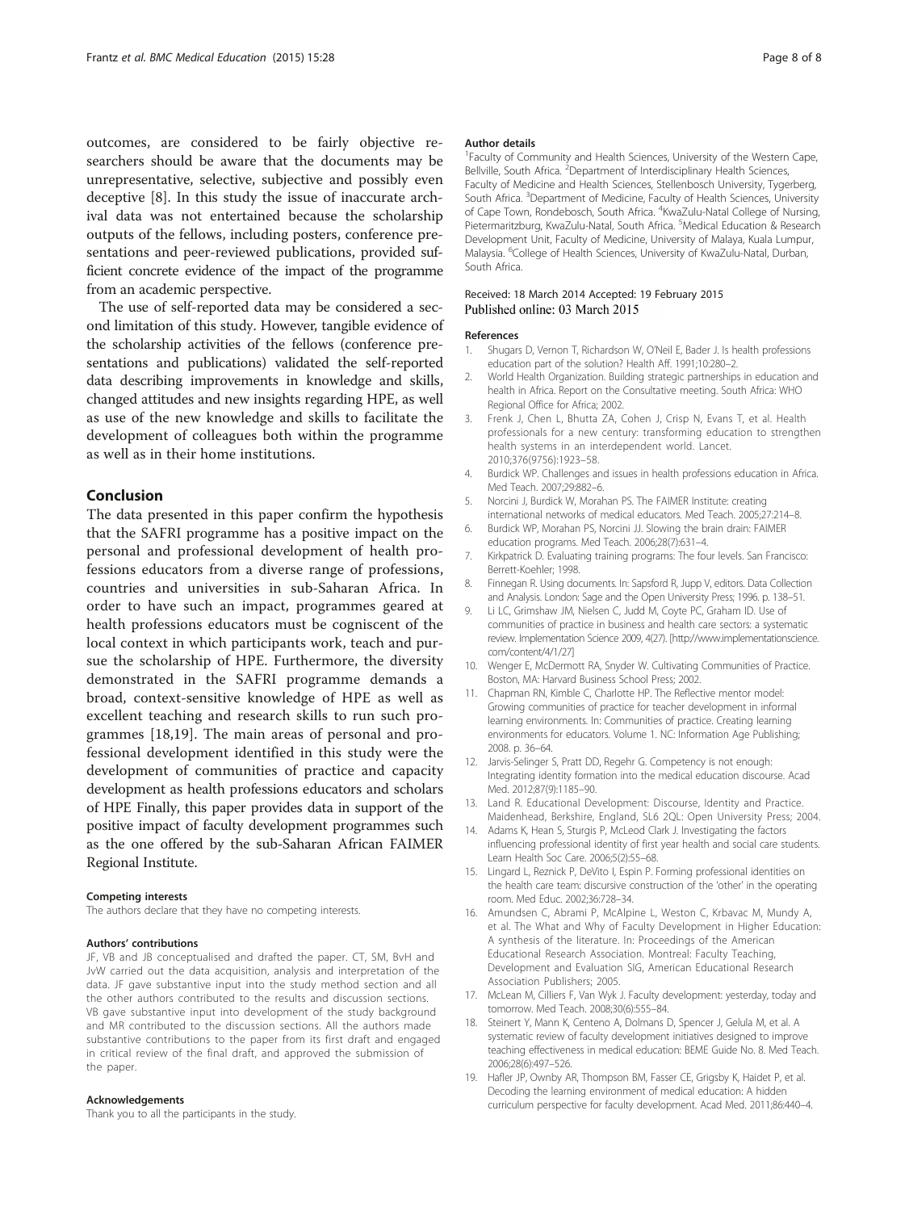outcomes, are considered to be fairly objective researchers should be aware that the documents may be unrepresentative, selective, subjective and possibly even deceptive [8]. In this study the issue of inaccurate archival data was not entertained because the scholarship outputs of the fellows, including posters, conference presentations and peer-reviewed publications, provided sufficient concrete evidence of the impact of the programme from an academic perspective.

The use of self-reported data may be considered a second limitation of this study. However, tangible evidence of the scholarship activities of the fellows (conference presentations and publications) validated the self-reported data describing improvements in knowledge and skills, changed attitudes and new insights regarding HPE, as well as use of the new knowledge and skills to facilitate the development of colleagues both within the programme as well as in their home institutions.

## Conclusion

The data presented in this paper confirm the hypothesis that the SAFRI programme has a positive impact on the personal and professional development of health professions educators from a diverse range of professions, countries and universities in sub-Saharan Africa. In order to have such an impact, programmes geared at health professions educators must be cogniscent of the local context in which participants work, teach and pursue the scholarship of HPE. Furthermore, the diversity demonstrated in the SAFRI programme demands a broad, context-sensitive knowledge of HPE as well as excellent teaching and research skills to run such programmes [18,19]. The main areas of personal and professional development identified in this study were the development of communities of practice and capacity development as health professions educators and scholars of HPE Finally, this paper provides data in support of the positive impact of faculty development programmes such as the one offered by the sub-Saharan African FAIMER Regional Institute.

#### Competing interests

The authors declare that they have no competing interests.

#### Authors' contributions

JF, VB and JB conceptualised and drafted the paper. CT, SM, BvH and JvW carried out the data acquisition, analysis and interpretation of the data. JF gave substantive input into the study method section and all the other authors contributed to the results and discussion sections. VB gave substantive input into development of the study background and MR contributed to the discussion sections. All the authors made substantive contributions to the paper from its first draft and engaged in critical review of the final draft, and approved the submission of the paper.

#### Acknowledgements

Thank you to all the participants in the study.

#### Author details

[1]Faculty of Community and Health Sciences, University of the Western Cape, Bellville, South Africa. [2]Department of Interdisciplinary Health Sciences, Faculty of Medicine and Health Sciences, Stellenbosch University, Tygerberg, South Africa. [3]Department of Medicine, Faculty of Health Sciences, University of Cape Town, Rondebosch, South Africa. [4]KwaZulu-Natal College of Nursing, Pietermaritzburg, KwaZulu-Natal, South Africa. [5]Medical Education & Research Development Unit, Faculty of Medicine, University of Malaya, Kuala Lumpur, Malaysia. [6]College of Health Sciences, University of KwaZulu-Natal, Durban, South Africa.

Received: 18 March 2014 Accepted: 19 February 2015
Published online: 03 March 2015

#### References

1. Shugars D, Vernon T, Richardson W, O'Neil E, Bader J. Is health professions education part of the solution? Health Aff. 1991;10:280–2.
2. World Health Organization. Building strategic partnerships in education and health in Africa. Report on the Consultative meeting. South Africa: WHO Regional Office for Africa; 2002.
3. Frenk J, Chen L, Bhutta ZA, Cohen J, Crisp N, Evans T, et al. Health professionals for a new century: transforming education to strengthen health systems in an interdependent world. Lancet. 2010;376(9756):1923–58.
4. Burdick WP. Challenges and issues in health professions education in Africa. Med Teach. 2007;29:882–6.
5. Norcini J, Burdick W, Morahan PS. The FAIMER Institute: creating international networks of medical educators. Med Teach. 2005;27:214–8.
6. Burdick WP, Morahan PS, Norcini JJ. Slowing the brain drain: FAIMER education programs. Med Teach. 2006;28(7):631–4.
7. Kirkpatrick D. Evaluating training programs: The four levels. San Francisco: Berrett-Koehler; 1998.
8. Finnegan R. Using documents. In: Sapsford R, Jupp V, editors. Data Collection and Analysis. London: Sage and the Open University Press; 1996. p. 138–51.
9. Li LC, Grimshaw JM, Nielsen C, Judd M, Coyte PC, Graham ID. Use of communities of practice in business and health care sectors: a systematic review. Implementation Science 2009, 4(27). [http://www.implementationscience.com/content/4/1/27]
10. Wenger E, McDermott RA, Snyder W. Cultivating Communities of Practice. Boston, MA: Harvard Business School Press; 2002.
11. Chapman RN, Kimble C, Charlotte HP. The Reflective mentor model: Growing communities of practice for teacher development in informal learning environments. In: Communities of practice. Creating learning environments for educators. Volume 1. NC: Information Age Publishing; 2008. p. 36–64.
12. Jarvis-Selinger S, Pratt DD, Regehr G. Competency is not enough: Integrating identity formation into the medical education discourse. Acad Med. 2012;87(9):1185–90.
13. Land R. Educational Development: Discourse, Identity and Practice. Maidenhead, Berkshire, England, SL6 2QL: Open University Press; 2004.
14. Adams K, Hean S, Sturgis P, McLeod Clark J. Investigating the factors influencing professional identity of first year health and social care students. Learn Health Soc Care. 2006;5(2):55–68.
15. Lingard L, Reznick P, DeVito I, Espin P. Forming professional identities on the health care team: discursive construction of the 'other' in the operating room. Med Educ. 2002;36:728–34.
16. Amundsen C, Abrami P, McAlpine L, Weston C, Krbavac M, Mundy A, et al. The What and Why of Faculty Development in Higher Education: A synthesis of the literature. In: Proceedings of the American Educational Research Association. Montreal: Faculty Teaching, Development and Evaluation SIG, American Educational Research Association Publishers; 2005.
17. McLean M, Cilliers F, Van Wyk J. Faculty development: yesterday, today and tomorrow. Med Teach. 2008;30(6):555–84.
18. Steinert Y, Mann K, Centeno A, Dolmans D, Spencer J, Gelula M, et al. A systematic review of faculty development initiatives designed to improve teaching effectiveness in medical education: BEME Guide No. 8. Med Teach. 2006;28(6):497–526.
19. Hafler JP, Ownby AR, Thompson BM, Fasser CE, Grigsby K, Haidet P, et al. Decoding the learning environment of medical education: A hidden curriculum perspective for faculty development. Acad Med. 2011;86:440–4.